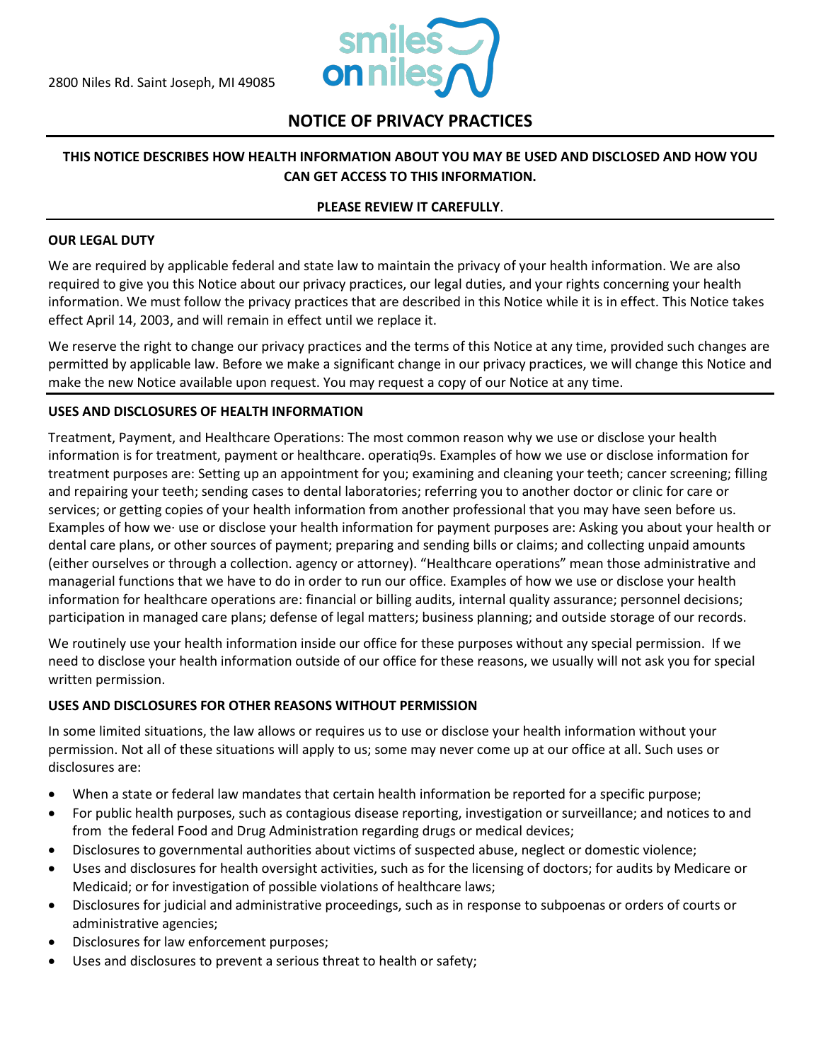2800 Niles Rd. Saint Joseph, MI 49085

smiles on niles

# NOTICE OF PRIVACY PRACTICES

**THIS NOTICE DESCRIBES HOW HEALTH INFORMATION ABOUT YOU MAY BE USED AND DISCLOSED AND HOW YOU CAN GET ACCESS TO THIS INFORMATION.**

**PLEASE REVIEW IT CAREFULLY**.

## OUR LEGAL DUTY

We are required by applicable federal and state law to maintain the privacy of your health information. We are also required to give you this Notice about our privacy practices, our legal duties, and your rights concerning your health information. We must follow the privacy practices that are described in this Notice while it is in effect. This Notice takes effect April 14, 2003, and will remain in effect until we replace it.

We reserve the right to change our privacy practices and the terms of this Notice at any time, provided such changes are permitted by applicable law. Before we make a significant change in our privacy practices, we will change this Notice and make the new Notice available upon request. You may request a copy of our Notice at any time.

## USES AND DISCLOSURES OF HEALTH INFORMATION

Treatment, Payment, and Healthcare Operations: The most common reason why we use or disclose your health information is for treatment, payment or healthcare. operatiq9s. Examples of how we use or disclose information for treatment purposes are: Setting up an appointment for you; examining and cleaning your teeth; cancer screening; filling and repairing your teeth; sending cases to dental laboratories; referring you to another doctor or clinic for care or services; or getting copies of your health information from another professional that you may have seen before us. Examples of how we· use or disclose your health information for payment purposes are: Asking you about your health or dental care plans, or other sources of payment; preparing and sending bills or claims; and collecting unpaid amounts (either ourselves or through a collection. agency or attorney). "Healthcare operations" mean those administrative and managerial functions that we have to do in order to run our office. Examples of how we use or disclose your health information for healthcare operations are: financial or billing audits, internal quality assurance; personnel decisions; participation in managed care plans; defense of legal matters; business planning; and outside storage of our records.

We routinely use your health information inside our office for these purposes without any special permission. If we need to disclose your health information outside of our office for these reasons, we usually will not ask you for special written permission.

## USES AND DISCLOSURES FOR OTHER REASONS WITHOUT PERMISSION

In some limited situations, the law allows or requires us to use or disclose your health information without your permission. Not all of these situations will apply to us; some may never come up at our office at all. Such uses or disclosures are:

- When a state or federal law mandates that certain health information be reported for a specific purpose;
- For public health purposes, such as contagious disease reporting, investigation or surveillance; and notices to and from the federal Food and Drug Administration regarding drugs or medical devices;
- Disclosures to governmental authorities about victims of suspected abuse, neglect or domestic violence;
- Uses and disclosures for health oversight activities, such as for the licensing of doctors; for audits by Medicare or Medicaid; or for investigation of possible violations of healthcare laws;
- Disclosures for judicial and administrative proceedings, such as in response to subpoenas or orders of courts or administrative agencies;
- Disclosures for law enforcement purposes;
- Uses and disclosures to prevent a serious threat to health or safety;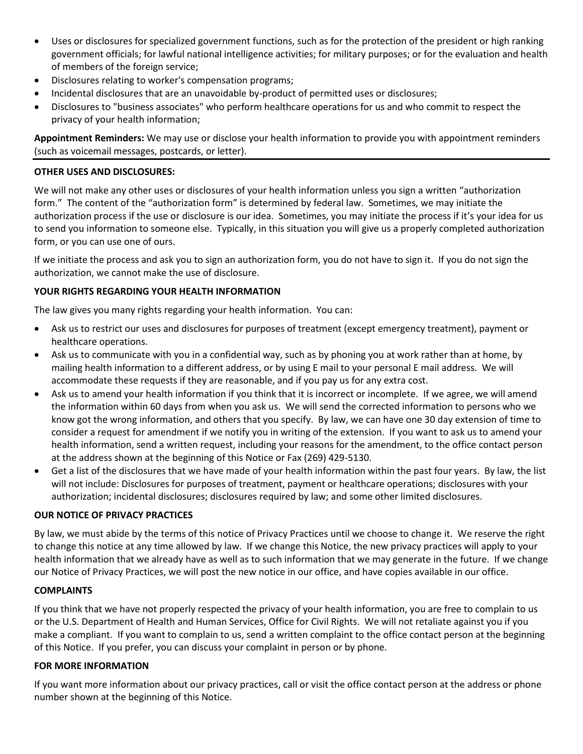- Uses or disclosures for specialized government functions, such as for the protection of the president or high ranking government officials; for lawful national intelligence activities; for military purposes; or for the evaluation and health of members of the foreign service;
- Disclosures relating to worker's compensation programs;
- Incidental disclosures that are an unavoidable by-product of permitted uses or disclosures;
- Disclosures to "business associates" who perform healthcare operations for us and who commit to respect the privacy of your health information;

**Appointment Reminders:** We may use or disclose your health information to provide you with appointment reminders (such as voicemail messages, postcards, or letter).

---

**OTHER USES AND DISCLOSURES:**

We will not make any other uses or disclosures of your health information unless you sign a written "authorization form." The content of the "authorization form" is determined by federal law. Sometimes, we may initiate the authorization process if the use or disclosure is our idea. Sometimes, you may initiate the process if it's your idea for us to send you information to someone else. Typically, in this situation you will give us a properly completed authorization form, or you can use one of ours.

If we initiate the process and ask you to sign an authorization form, you do not have to sign it. If you do not sign the authorization, we cannot make the use of disclosure.

**YOUR RIGHTS REGARDING YOUR HEALTH INFORMATION**

The law gives you many rights regarding your health information. You can:

- Ask us to restrict our uses and disclosures for purposes of treatment (except emergency treatment), payment or healthcare operations.
- Ask us to communicate with you in a confidential way, such as by phoning you at work rather than at home, by mailing health information to a different address, or by using E mail to your personal E mail address. We will accommodate these requests if they are reasonable, and if you pay us for any extra cost.
- Ask us to amend your health information if you think that it is incorrect or incomplete. If we agree, we will amend the information within 60 days from when you ask us. We will send the corrected information to persons who we know got the wrong information, and others that you specify. By law, we can have one 30 day extension of time to consider a request for amendment if we notify you in writing of the extension. If you want to ask us to amend your health information, send a written request, including your reasons for the amendment, to the office contact person at the address shown at the beginning of this Notice or Fax (269) 429-5130.
- Get a list of the disclosures that we have made of your health information within the past four years. By law, the list will not include: Disclosures for purposes of treatment, payment or healthcare operations; disclosures with your authorization; incidental disclosures; disclosures required by law; and some other limited disclosures.

**OUR NOTICE OF PRIVACY PRACTICES**

By law, we must abide by the terms of this notice of Privacy Practices until we choose to change it. We reserve the right to change this notice at any time allowed by law. If we change this Notice, the new privacy practices will apply to your health information that we already have as well as to such information that we may generate in the future. If we change our Notice of Privacy Practices, we will post the new notice in our office, and have copies available in our office.

**COMPLAINTS**

If you think that we have not properly respected the privacy of your health information, you are free to complain to us or the U.S. Department of Health and Human Services, Office for Civil Rights. We will not retaliate against you if you make a compliant. If you want to complain to us, send a written complaint to the office contact person at the beginning of this Notice. If you prefer, you can discuss your complaint in person or by phone.

**FOR MORE INFORMATION**

If you want more information about our privacy practices, call or visit the office contact person at the address or phone number shown at the beginning of this Notice.